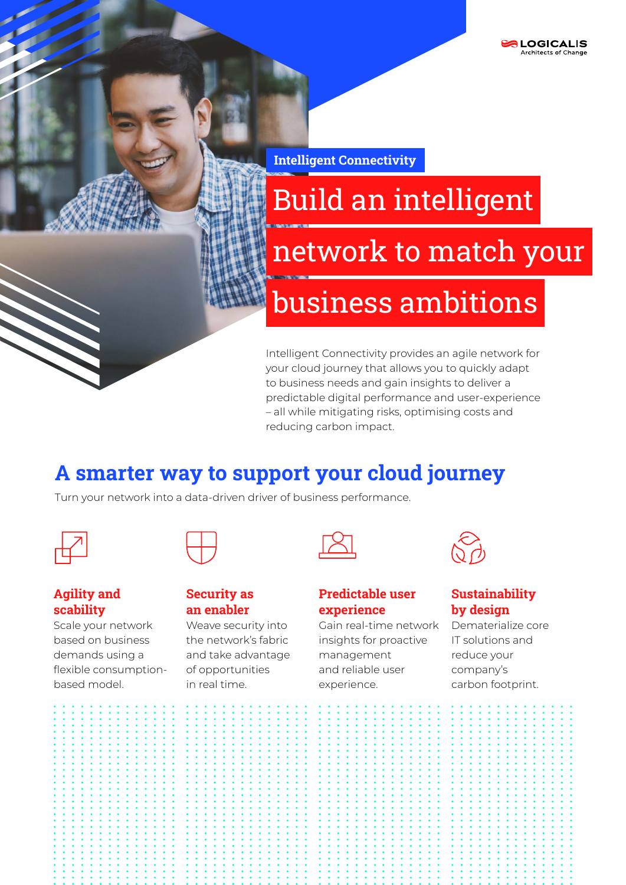LOGICALIS
Architects of Change

**Intelligent Connectivity**

# Build an intelligent network to match your business ambitions

Intelligent Connectivity provides an agile network for your cloud journey that allows you to quickly adapt to business needs and gain insights to deliver a predictable digital performance and user-experience – all while mitigating risks, optimising costs and reducing carbon impact.

## A smarter way to support your cloud journey

Turn your network into a data-driven driver of business performance.

### Agility and scability

Scale your network based on business demands using a flexible consumption-based model.

### Security as an enabler

Weave security into the network's fabric and take advantage of opportunities in real time.

### Predictable user experience

Gain real-time network insights for proactive management and reliable user experience.

### Sustainability by design

Dematerialize core IT solutions and reduce your company's carbon footprint.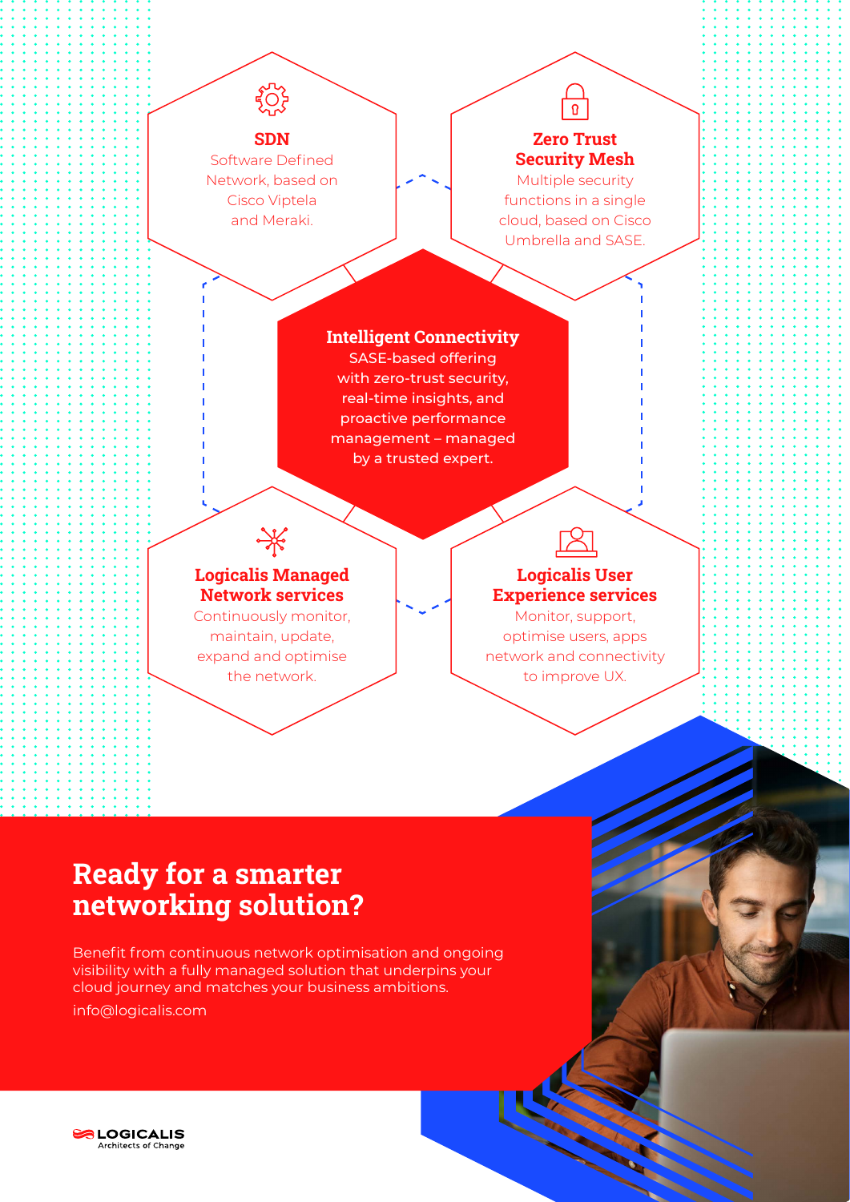### SDN

Software Defined Network, based on Cisco Viptela and Meraki.

### Zero Trust Security Mesh

Multiple security functions in a single cloud, based on Cisco Umbrella and SASE.

### Intelligent Connectivity

SASE-based offering with zero-trust security, real-time insights, and proactive performance management – managed by a trusted expert.

### Logicalis Managed Network services

Continuously monitor, maintain, update, expand and optimise the network.

### Logicalis User Experience services

Monitor, support, optimise users, apps network and connectivity to improve UX.

## Ready for a smarter networking solution?

Benefit from continuous network optimisation and ongoing visibility with a fully managed solution that underpins your cloud journey and matches your business ambitions.

info@logicalis.com

LOGICALIS
Architects of Change